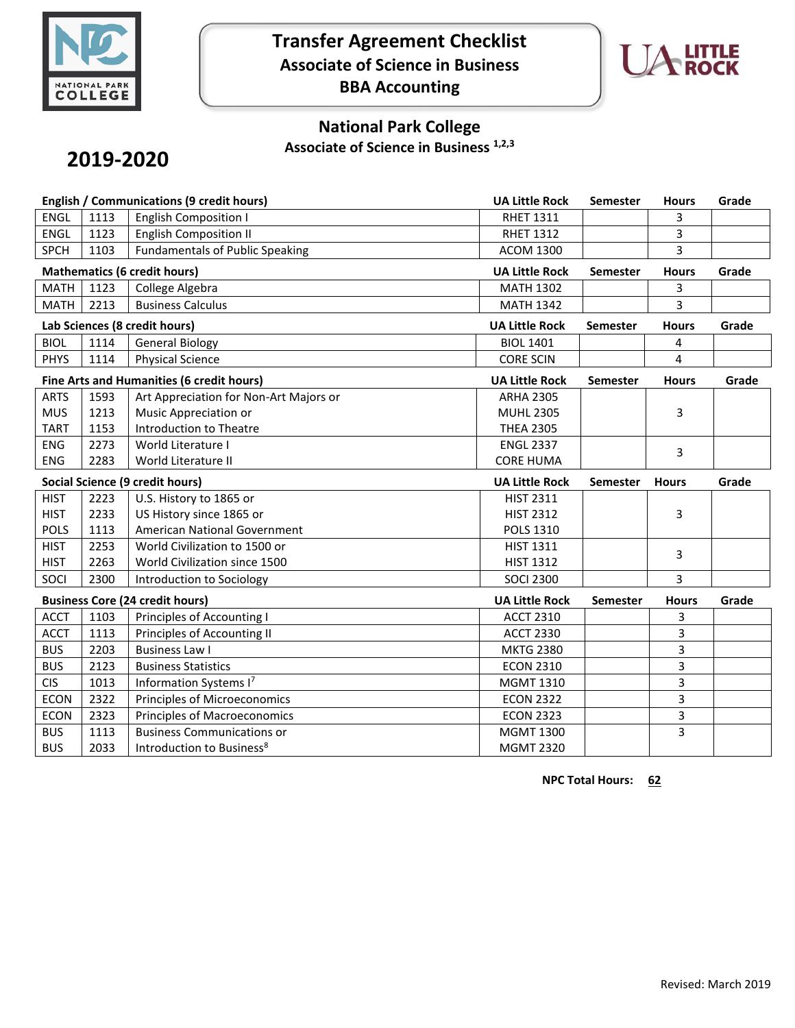# Transfer Agreement Checklist
## Associate of Science in Business
## BBA Accounting

## National Park College
### Associate of Science in Business [1,2,3]

## 2019-2020

| English / Communications (9 credit hours) | | | UA Little Rock | Semester | Hours | Grade |
|---|---|---|---|---|---|---|
| ENGL | 1113 | English Composition I | RHET 1311 | | 3 | |
| ENGL | 1123 | English Composition II | RHET 1312 | | 3 | |
| SPCH | 1103 | Fundamentals of Public Speaking | ACOM 1300 | | 3 | |

| Mathematics (6 credit hours) | | | UA Little Rock | Semester | Hours | Grade |
|---|---|---|---|---|---|---|
| MATH | 1123 | College Algebra | MATH 1302 | | 3 | |
| MATH | 2213 | Business Calculus | MATH 1342 | | 3 | |

| Lab Sciences (8 credit hours) | | | UA Little Rock | Semester | Hours | Grade |
|---|---|---|---|---|---|---|
| BIOL | 1114 | General Biology | BIOL 1401 | | 4 | |
| PHYS | 1114 | Physical Science | CORE SCIN | | 4 | |

| Fine Arts and Humanities (6 credit hours) | | | UA Little Rock | Semester | Hours | Grade |
|---|---|---|---|---|---|---|
| ARTS | 1593 | Art Appreciation for Non-Art Majors or | ARHA 2305 | | 3 | |
| MUS | 1213 | Music Appreciation or | MUHL 2305 | | | |
| TART | 1153 | Introduction to Theatre | THEA 2305 | | | |
| ENG | 2273 | World Literature I | ENGL 2337 | | 3 | |
| ENG | 2283 | World Literature II | CORE HUMA | | | |

| Social Science (9 credit hours) | | | UA Little Rock | Semester | Hours | Grade |
|---|---|---|---|---|---|---|
| HIST | 2223 | U.S. History to 1865 or | HIST 2311 | | 3 | |
| HIST | 2233 | US History since 1865 or | HIST 2312 | | | |
| POLS | 1113 | American National Government | POLS 1310 | | | |
| HIST | 2253 | World Civilization to 1500 or | HIST 1311 | | 3 | |
| HIST | 2263 | World Civilization since 1500 | HIST 1312 | | | |
| SOCI | 2300 | Introduction to Sociology | SOCI 2300 | | 3 | |

| Business Core (24 credit hours) | | | UA Little Rock | Semester | Hours | Grade |
|---|---|---|---|---|---|---|
| ACCT | 1103 | Principles of Accounting I | ACCT 2310 | | 3 | |
| ACCT | 1113 | Principles of Accounting II | ACCT 2330 | | 3 | |
| BUS | 2203 | Business Law I | MKTG 2380 | | 3 | |
| BUS | 2123 | Business Statistics | ECON 2310 | | 3 | |
| CIS | 1013 | Information Systems I[7] | MGMT 1310 | | 3 | |
| ECON | 2322 | Principles of Microeconomics | ECON 2322 | | 3 | |
| ECON | 2323 | Principles of Macroeconomics | ECON 2323 | | 3 | |
| BUS | 1113 | Business Communications or | MGMT 1300 | | 3 | |
| BUS | 2033 | Introduction to Business[8] | MGMT 2320 | | | |

**NPC Total Hours: 62**

Revised: March 2019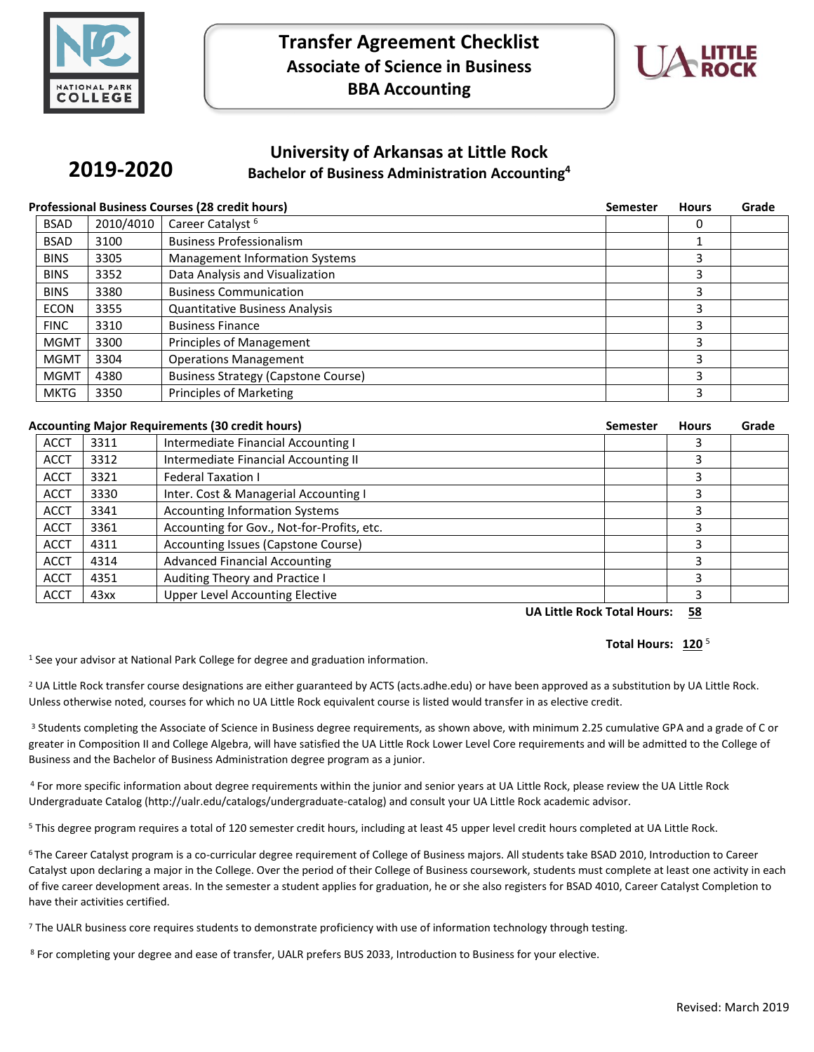# Transfer Agreement Checklist
## Associate of Science in Business
## BBA Accounting

**2019-2020**

## University of Arkansas at Little Rock
### Bachelor of Business Administration Accounting[4]

**Professional Business Courses (28 credit hours)**

| | | | Semester | Hours | Grade |
|---|---|---|---|---|---|
| BSAD | 2010/4010 | Career Catalyst [6] | | 0 | |
| BSAD | 3100 | Business Professionalism | | 1 | |
| BINS | 3305 | Management Information Systems | | 3 | |
| BINS | 3352 | Data Analysis and Visualization | | 3 | |
| BINS | 3380 | Business Communication | | 3 | |
| ECON | 3355 | Quantitative Business Analysis | | 3 | |
| FINC | 3310 | Business Finance | | 3 | |
| MGMT | 3300 | Principles of Management | | 3 | |
| MGMT | 3304 | Operations Management | | 3 | |
| MGMT | 4380 | Business Strategy (Capstone Course) | | 3 | |
| MKTG | 3350 | Principles of Marketing | | 3 | |

**Accounting Major Requirements (30 credit hours)**

| | | | Semester | Hours | Grade |
|---|---|---|---|---|---|
| ACCT | 3311 | Intermediate Financial Accounting I | | 3 | |
| ACCT | 3312 | Intermediate Financial Accounting II | | 3 | |
| ACCT | 3321 | Federal Taxation I | | 3 | |
| ACCT | 3330 | Inter. Cost & Managerial Accounting I | | 3 | |
| ACCT | 3341 | Accounting Information Systems | | 3 | |
| ACCT | 3361 | Accounting for Gov., Not-for-Profits, etc. | | 3 | |
| ACCT | 4311 | Accounting Issues (Capstone Course) | | 3 | |
| ACCT | 4314 | Advanced Financial Accounting | | 3 | |
| ACCT | 4351 | Auditing Theory and Practice I | | 3 | |
| ACCT | 43xx | Upper Level Accounting Elective | | 3 | |

**UA Little Rock Total Hours: 58**

**Total Hours: 120** [5]

[1] See your advisor at National Park College for degree and graduation information.

[2] UA Little Rock transfer course designations are either guaranteed by ACTS (acts.adhe.edu) or have been approved as a substitution by UA Little Rock. Unless otherwise noted, courses for which no UA Little Rock equivalent course is listed would transfer in as elective credit.

[3] Students completing the Associate of Science in Business degree requirements, as shown above, with minimum 2.25 cumulative GPA and a grade of C or greater in Composition II and College Algebra, will have satisfied the UA Little Rock Lower Level Core requirements and will be admitted to the College of Business and the Bachelor of Business Administration degree program as a junior.

[4] For more specific information about degree requirements within the junior and senior years at UA Little Rock, please review the UA Little Rock Undergraduate Catalog (http://ualr.edu/catalogs/undergraduate-catalog) and consult your UA Little Rock academic advisor.

[5] This degree program requires a total of 120 semester credit hours, including at least 45 upper level credit hours completed at UA Little Rock.

[6] The Career Catalyst program is a co-curricular degree requirement of College of Business majors. All students take BSAD 2010, Introduction to Career Catalyst upon declaring a major in the College. Over the period of their College of Business coursework, students must complete at least one activity in each of five career development areas. In the semester a student applies for graduation, he or she also registers for BSAD 4010, Career Catalyst Completion to have their activities certified.

[7] The UALR business core requires students to demonstrate proficiency with use of information technology through testing.

[8] For completing your degree and ease of transfer, UALR prefers BUS 2033, Introduction to Business for your elective.

Revised: March 2019